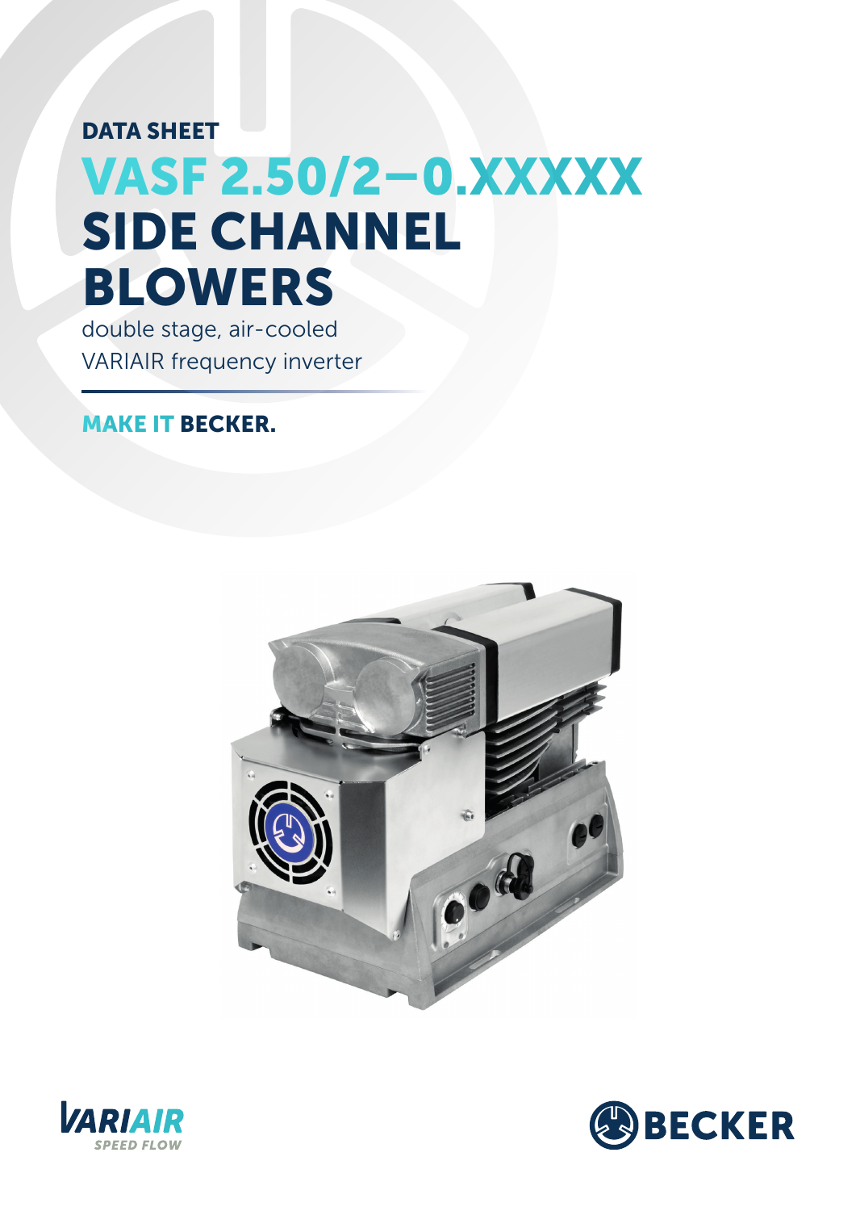DATA SHEET

# VASF 2.50/2–0.XXXXX SIDE CHANNEL BLOWERS

double stage, air-cooled
VARIAIR frequency inverter

**MAKE IT BECKER.**

VARIAIR SPEED FLOW

BECKER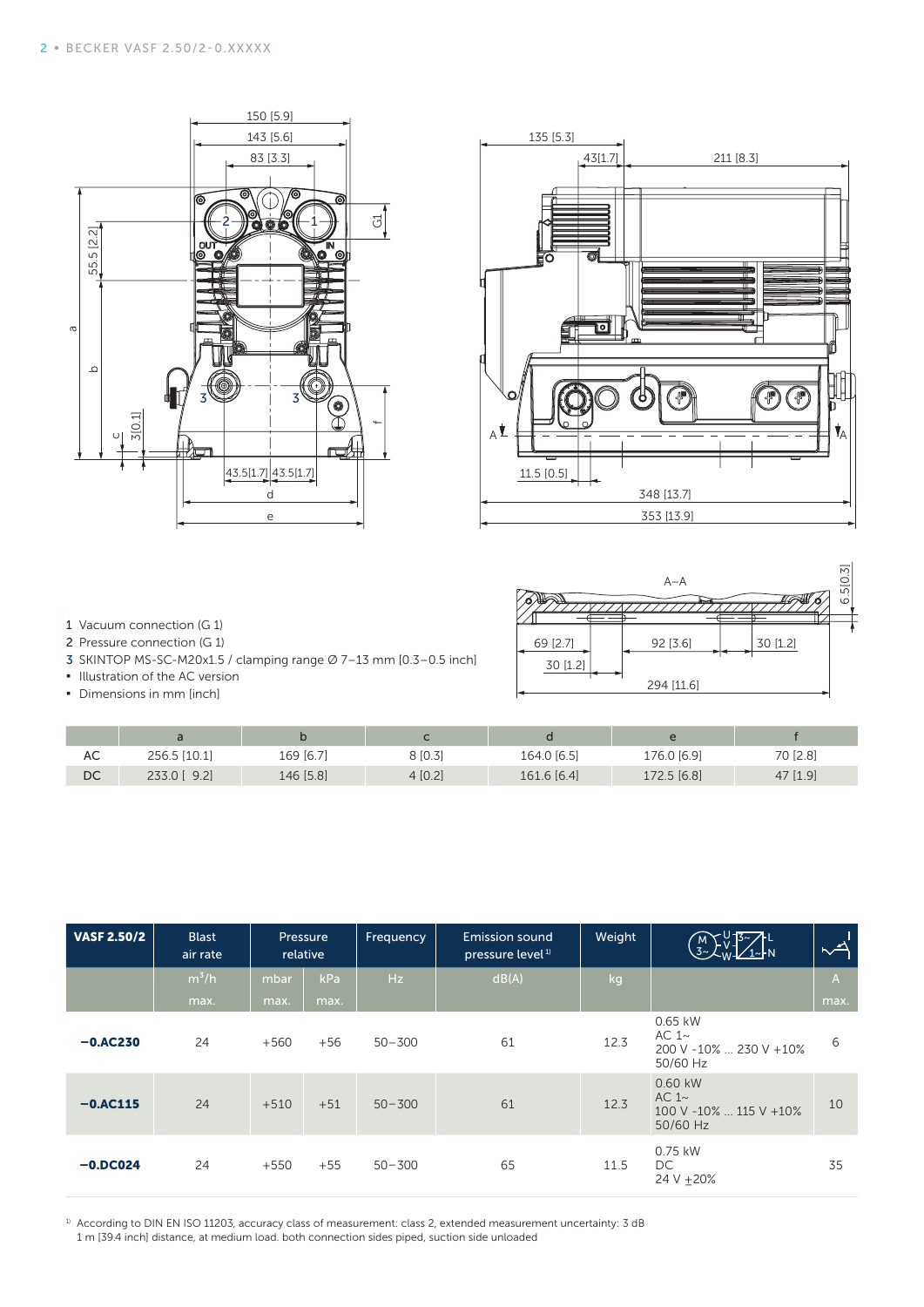1 Vacuum connection (G 1)
2 Pressure connection (G 1)
3 SKINTOP MS-SC-M20x1.5 / clamping range Ø 7–13 mm [0.3–0.5 inch]

- Illustration of the AC version
- Dimensions in mm [inch]

| | a | b | c | d | e | f |
|---|---|---|---|---|---|---|
| AC | 256.5 [10.1] | 169 [6.7] | 8 [0.3] | 164.0 [6.5] | 176.0 [6.9] | 70 [2.8] |
| DC | 233.0 [ 9.2] | 146 [5.8] | 4 [0.2] | 161.6 [6.4] | 172.5 [6.8] | 47 [1.9] |

| VASF 2.50/2 | Blast air rate | Pressure relative | | Frequency | Emission sound pressure level [1] | Weight | Motor | Current |
|---|---|---|---|---|---|---|---|---|
| | $m^3/h$ max. | mbar max. | kPa max. | Hz | dB(A) | kg | | A max. |
| **–0.AC230** | 24 | +560 | +56 | 50–300 | 61 | 12.3 | 0.65 kW AC 1~ 200 V -10% ... 230 V +10% 50/60 Hz | 6 |
| **–0.AC115** | 24 | +510 | +51 | 50–300 | 61 | 12.3 | 0.60 kW AC 1~ 100 V -10% ... 115 V +10% 50/60 Hz | 10 |
| **–0.DC024** | 24 | +550 | +55 | 50–300 | 65 | 11.5 | 0.75 kW DC 24 V ±20% | 35 |

[1] According to DIN EN ISO 11203, accuracy class of measurement: class 2, extended measurement uncertainty: 3 dB
1 m [39.4 inch] distance, at medium load. both connection sides piped, suction side unloaded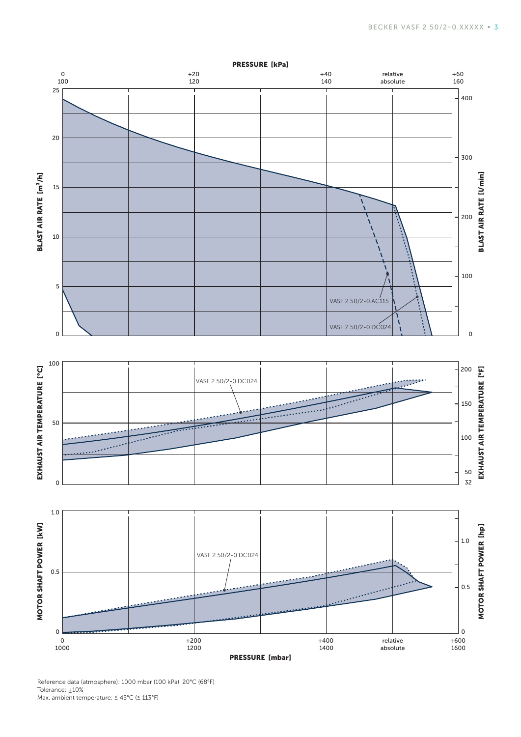PRESSURE [kPa]

| relative | 0 | +20 | +40 | +60 |
|---|---|---|---|---|
| absolute | 100 | 120 | 140 | 160 |

BLAST AIR RATE [m³/h] — BLAST AIR RATE [l/min]

VASF 2.50/2-0.AC115

VASF 2.50/2-0.DC024

EXHAUST AIR TEMPERATURE [°C] — EXHAUST AIR TEMPERATURE [°F]

VASF 2.50/2-0.DC024

MOTOR SHAFT POWER [kW] — MOTOR SHAFT POWER [hp]

VASF 2.50/2-0.DC024

| relative | 0 | +200 | +400 | +600 |
|---|---|---|---|---|
| absolute | 1000 | 1200 | 1400 | 1600 |

PRESSURE [mbar]

Reference data (atmosphere): 1000 mbar (100 kPa). 20°C (68°F)
Tolerance: ±10%
Max. ambient temperature: ≤ 45°C (≤ 113°F)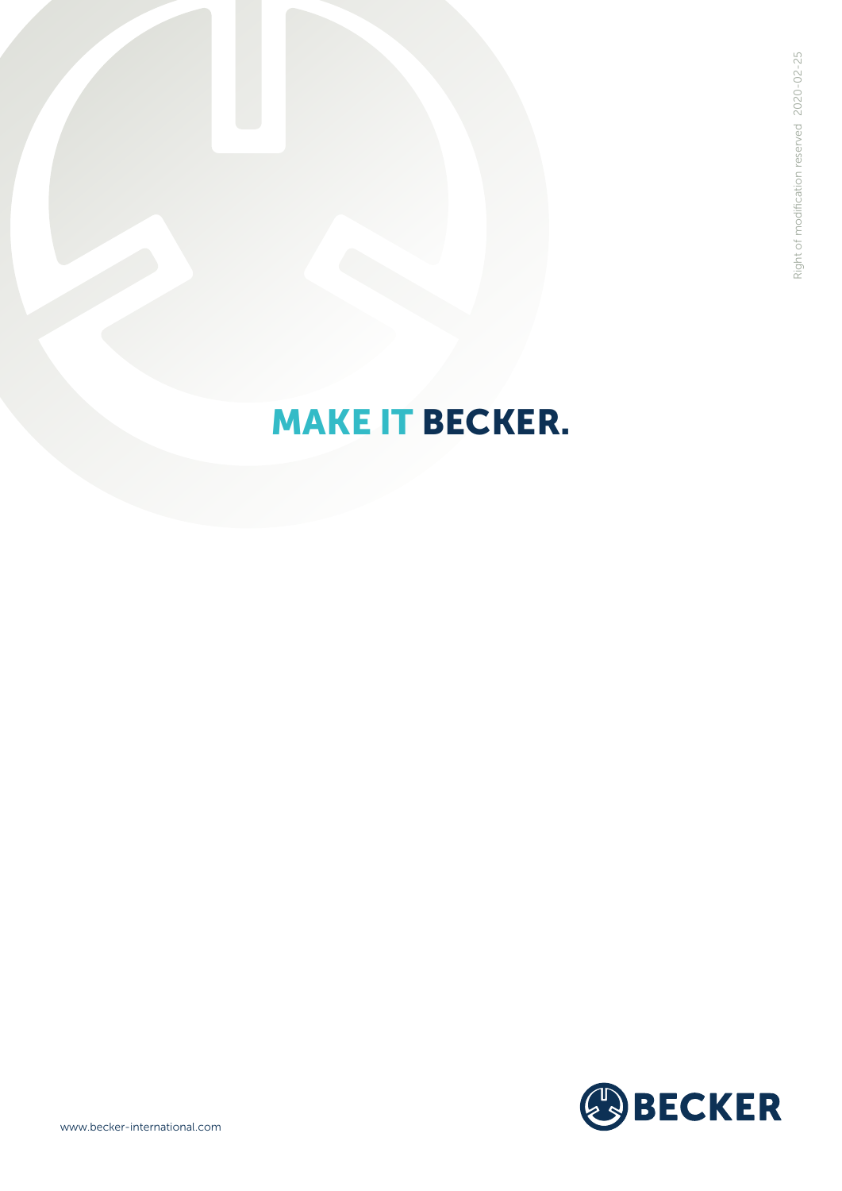# MAKE IT BECKER.

Right of modification reserved 2020-02-25

BECKER

www.becker-international.com